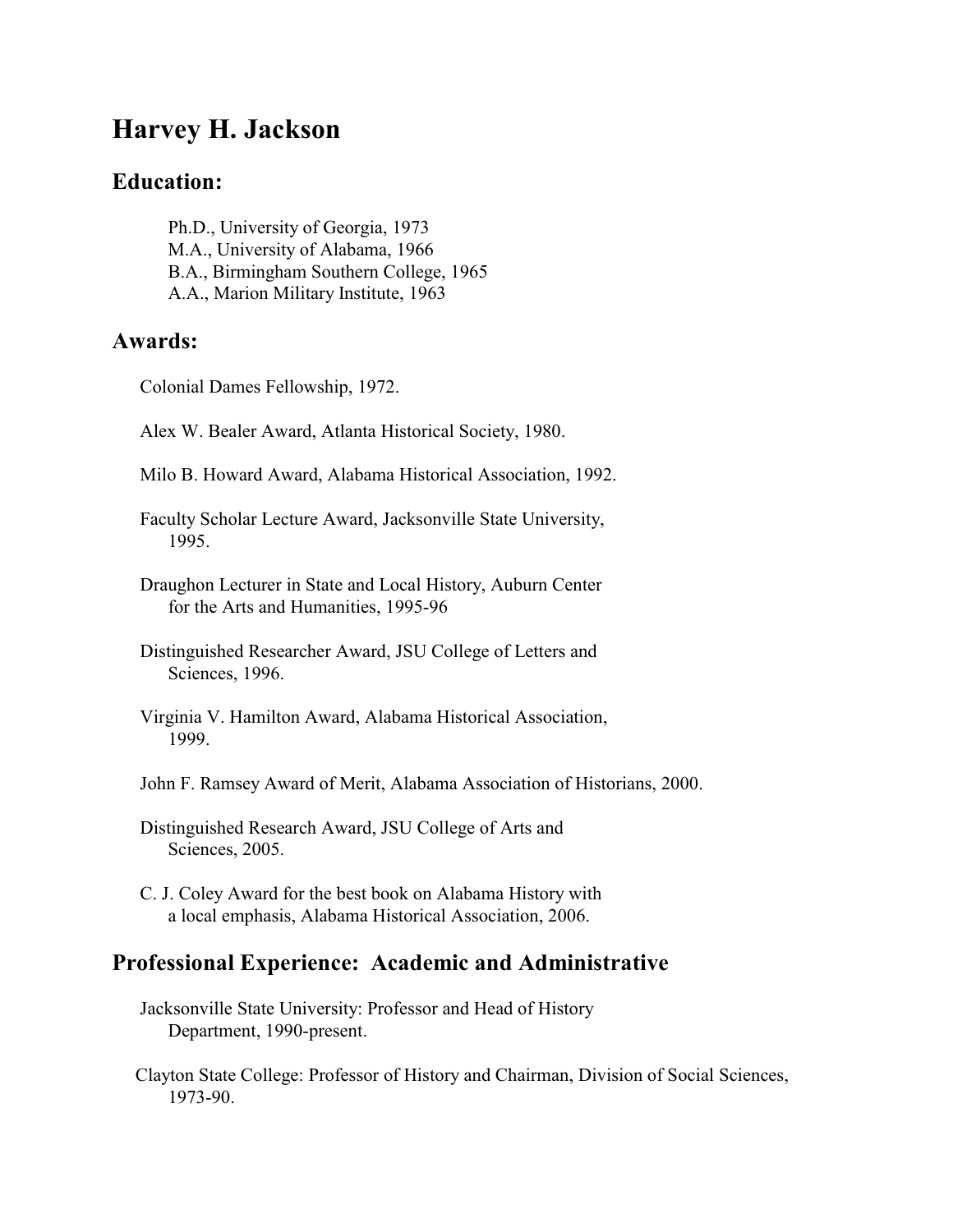# Harvey H. Jackson

## Education:

Ph.D., University of Georgia, 1973
M.A., University of Alabama, 1966
B.A., Birmingham Southern College, 1965
A.A., Marion Military Institute, 1963

## Awards:

Colonial Dames Fellowship, 1972.

Alex W. Bealer Award, Atlanta Historical Society, 1980.

Milo B. Howard Award, Alabama Historical Association, 1992.

Faculty Scholar Lecture Award, Jacksonville State University, 1995.

Draughon Lecturer in State and Local History, Auburn Center for the Arts and Humanities, 1995-96

Distinguished Researcher Award, JSU College of Letters and Sciences, 1996.

Virginia V. Hamilton Award, Alabama Historical Association, 1999.

John F. Ramsey Award of Merit, Alabama Association of Historians, 2000.

Distinguished Research Award, JSU College of Arts and Sciences, 2005.

C. J. Coley Award for the best book on Alabama History with a local emphasis, Alabama Historical Association, 2006.

## Professional Experience: Academic and Administrative

Jacksonville State University: Professor and Head of History Department, 1990-present.

Clayton State College: Professor of History and Chairman, Division of Social Sciences, 1973-90.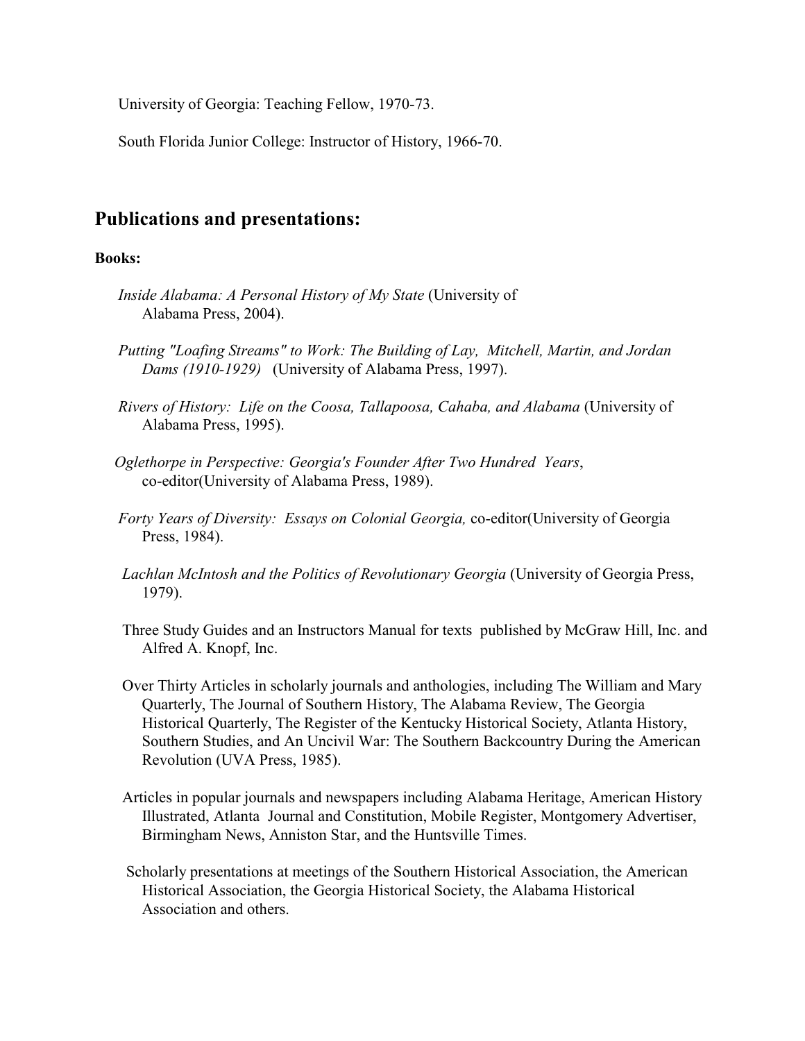University of Georgia: Teaching Fellow, 1970-73.

South Florida Junior College: Instructor of History, 1966-70.

## Publications and presentations:

**Books:**

*Inside Alabama: A Personal History of My State* (University of Alabama Press, 2004).

*Putting "Loafing Streams" to Work: The Building of Lay, Mitchell, Martin, and Jordan Dams (1910-1929)* (University of Alabama Press, 1997).

*Rivers of History: Life on the Coosa, Tallapoosa, Cahaba, and Alabama* (University of Alabama Press, 1995).

*Oglethorpe in Perspective: Georgia's Founder After Two Hundred Years*, co-editor(University of Alabama Press, 1989).

*Forty Years of Diversity: Essays on Colonial Georgia,* co-editor(University of Georgia Press, 1984).

*Lachlan McIntosh and the Politics of Revolutionary Georgia* (University of Georgia Press, 1979).

Three Study Guides and an Instructors Manual for texts published by McGraw Hill, Inc. and Alfred A. Knopf, Inc.

Over Thirty Articles in scholarly journals and anthologies, including The William and Mary Quarterly, The Journal of Southern History, The Alabama Review, The Georgia Historical Quarterly, The Register of the Kentucky Historical Society, Atlanta History, Southern Studies, and An Uncivil War: The Southern Backcountry During the American Revolution (UVA Press, 1985).

Articles in popular journals and newspapers including Alabama Heritage, American History Illustrated, Atlanta Journal and Constitution, Mobile Register, Montgomery Advertiser, Birmingham News, Anniston Star, and the Huntsville Times.

Scholarly presentations at meetings of the Southern Historical Association, the American Historical Association, the Georgia Historical Society, the Alabama Historical Association and others.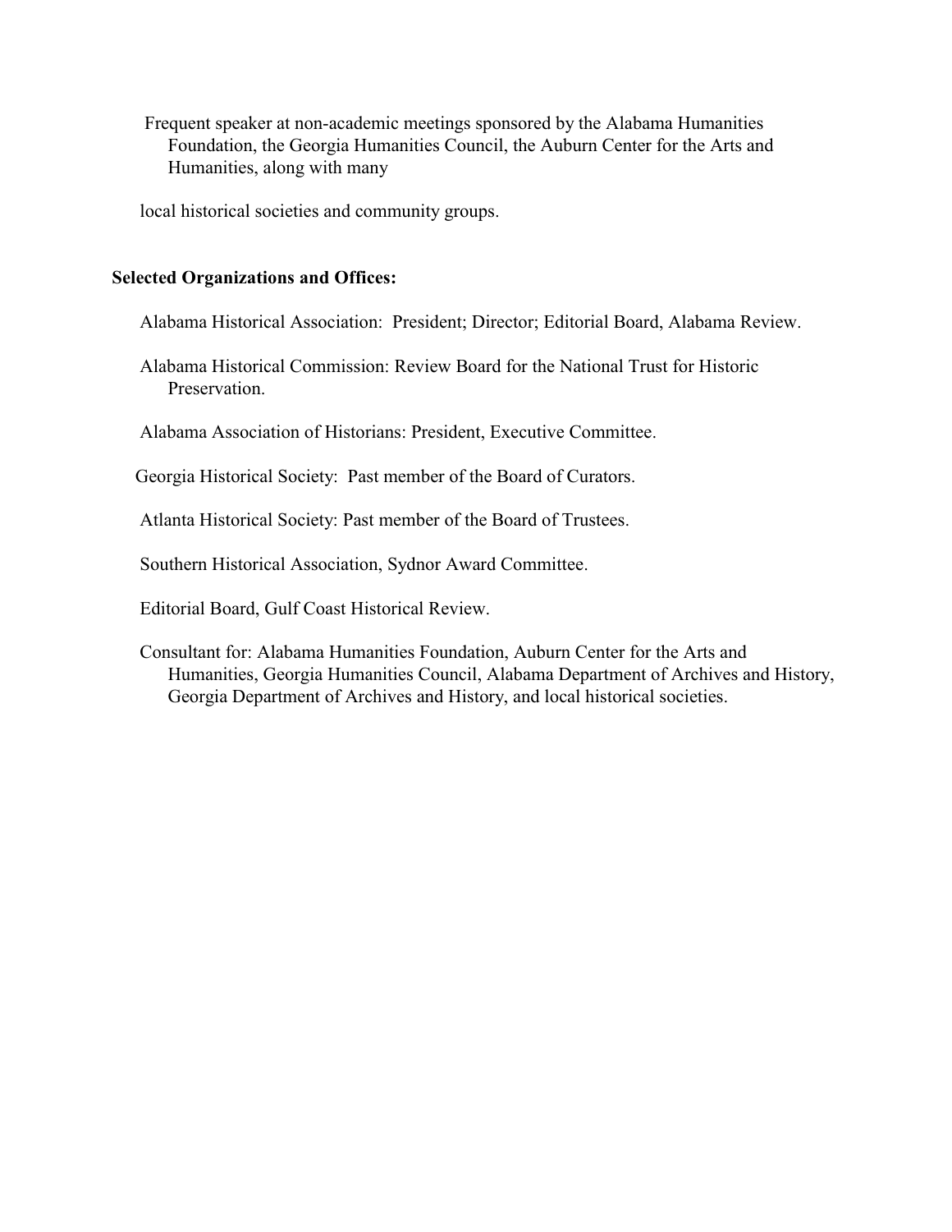Frequent speaker at non-academic meetings sponsored by the Alabama Humanities Foundation, the Georgia Humanities Council, the Auburn Center for the Arts and Humanities, along with many local historical societies and community groups.

**Selected Organizations and Offices:**

Alabama Historical Association: President; Director; Editorial Board, Alabama Review.

Alabama Historical Commission: Review Board for the National Trust for Historic Preservation.

Alabama Association of Historians: President, Executive Committee.

Georgia Historical Society: Past member of the Board of Curators.

Atlanta Historical Society: Past member of the Board of Trustees.

Southern Historical Association, Sydnor Award Committee.

Editorial Board, Gulf Coast Historical Review.

Consultant for: Alabama Humanities Foundation, Auburn Center for the Arts and Humanities, Georgia Humanities Council, Alabama Department of Archives and History, Georgia Department of Archives and History, and local historical societies.